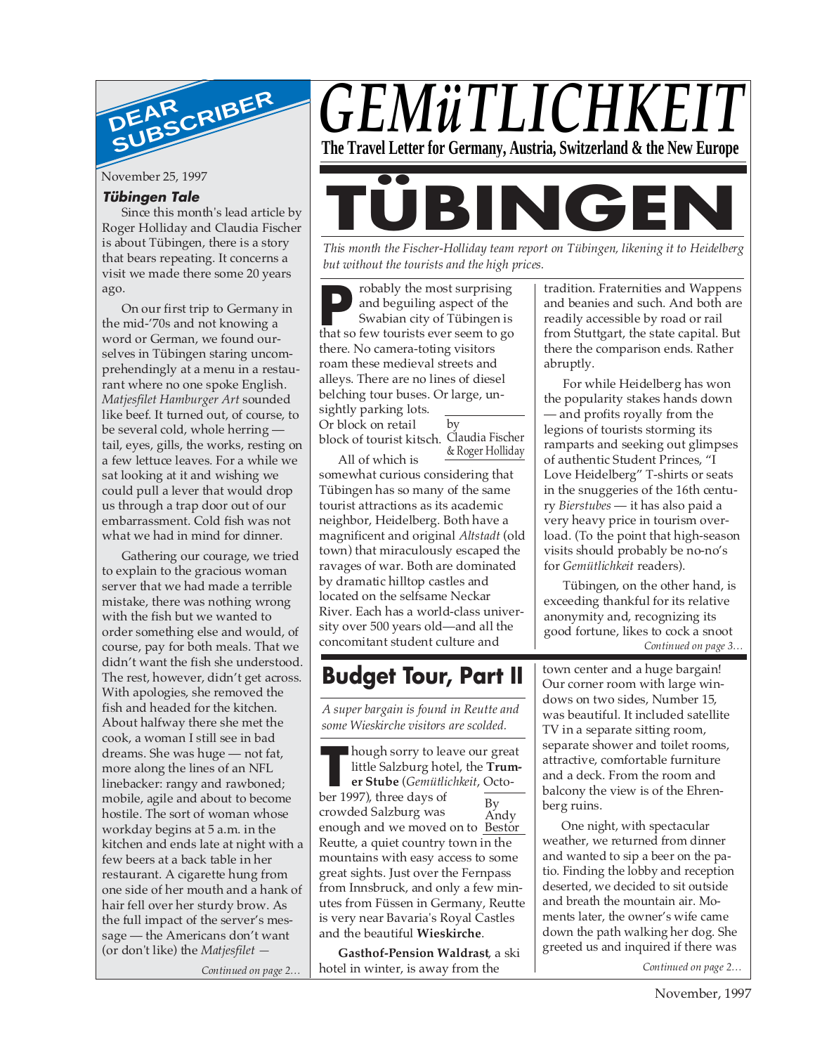# GEMüTLICHKEIT

**The Travel Letter for Germany, Austria, Switzerland & the New Europe**

## DEAR SUBSCRIBER

November 25, 1997

### Tübingen Tale

Since this month's lead article by Roger Holliday and Claudia Fischer is about Tübingen, there is a story that bears repeating. It concerns a visit we made there some 20 years ago.

On our first trip to Germany in the mid-'70s and not knowing a word or German, we found ourselves in Tübingen staring uncomprehendingly at a menu in a restaurant where no one spoke English. *Matjesfilet Hamburger Art* sounded like beef. It turned out, of course, to be several cold, whole herring — tail, eyes, gills, the works, resting on a few lettuce leaves. For a while we sat looking at it and wishing we could pull a lever that would drop us through a trap door out of our embarrassment. Cold fish was not what we had in mind for dinner.

Gathering our courage, we tried to explain to the gracious woman server that we had made a terrible mistake, there was nothing wrong with the fish but we wanted to order something else and would, of course, pay for both meals. That we didn't want the fish she understood. The rest, however, didn't get across. With apologies, she removed the fish and headed for the kitchen. About halfway there she met the cook, a woman I still see in bad dreams. She was huge — not fat, more along the lines of an NFL linebacker: rangy and rawboned; mobile, agile and about to become hostile. The sort of woman whose workday begins at 5 a.m. in the kitchen and ends late at night with a few beers at a back table in her restaurant. A cigarette hung from one side of her mouth and a hank of hair fell over her sturdy brow. As the full impact of the server's message — the Americans don't want (or don't like) the *Matjesfilet* —

*Continued on page 2…*

# TÜBINGEN

*This month the Fischer-Holliday team report on Tübingen, likening it to Heidelberg but without the tourists and the high prices.*

by Claudia Fischer & Roger Holliday

Probably the most surprising and beguiling aspect of the Swabian city of Tübingen is that so few tourists ever seem to go there. No camera-toting visitors roam these medieval streets and alleys. There are no lines of diesel belching tour buses. Or large, unsightly parking lots. Or block on retail block of tourist kitsch.

All of which is somewhat curious considering that Tübingen has so many of the same tourist attractions as its academic neighbor, Heidelberg. Both have a magnificent and original *Altstadt* (old town) that miraculously escaped the ravages of war. Both are dominated by dramatic hilltop castles and located on the selfsame Neckar River. Each has a world-class university over 500 years old—and all the concomitant student culture and tradition. Fraternities and Wappens and beanies and such. And both are readily accessible by road or rail from Stuttgart, the state capital. But there the comparison ends. Rather abruptly.

For while Heidelberg has won the popularity stakes hands down — and profits royally from the legions of tourists storming its ramparts and seeking out glimpses of authentic Student Princes, "I Love Heidelberg" T-shirts or seats in the snuggeries of the 16th century *Bierstubes* — it has also paid a very heavy price in tourism overload. (To the point that high-season visits should probably be no-no's for *Gemütlichkeit* readers).

Tübingen, on the other hand, is exceeding thankful for its relative anonymity and, recognizing its good fortune, likes to cock a snoot

*Continued on page 3…*

## Budget Tour, Part II

*A super bargain is found in Reutte and some Wieskirche visitors are scolded.*

By Andy Bestor

Though sorry to leave our great little Salzburg hotel, the **Trumer Stube** (*Gemütlichkeit*, October 1997), three days of crowded Salzburg was enough and we moved on to Reutte, a quiet country town in the mountains with easy access to some great sights. Just over the Fernpass from Innsbruck, and only a few minutes from Füssen in Germany, Reutte is very near Bavaria's Royal Castles and the beautiful **Wieskirche**.

**Gasthof-Pension Waldrast**, a ski hotel in winter, is away from the town center and a huge bargain! Our corner room with large windows on two sides, Number 15, was beautiful. It included satellite TV in a separate sitting room, separate shower and toilet rooms, attractive, comfortable furniture and a deck. From the room and balcony the view is of the Ehrenberg ruins.

One night, with spectacular weather, we returned from dinner and wanted to sip a beer on the patio. Finding the lobby and reception deserted, we decided to sit outside and breath the mountain air. Moments later, the owner's wife came down the path walking her dog. She greeted us and inquired if there was

*Continued on page 2…*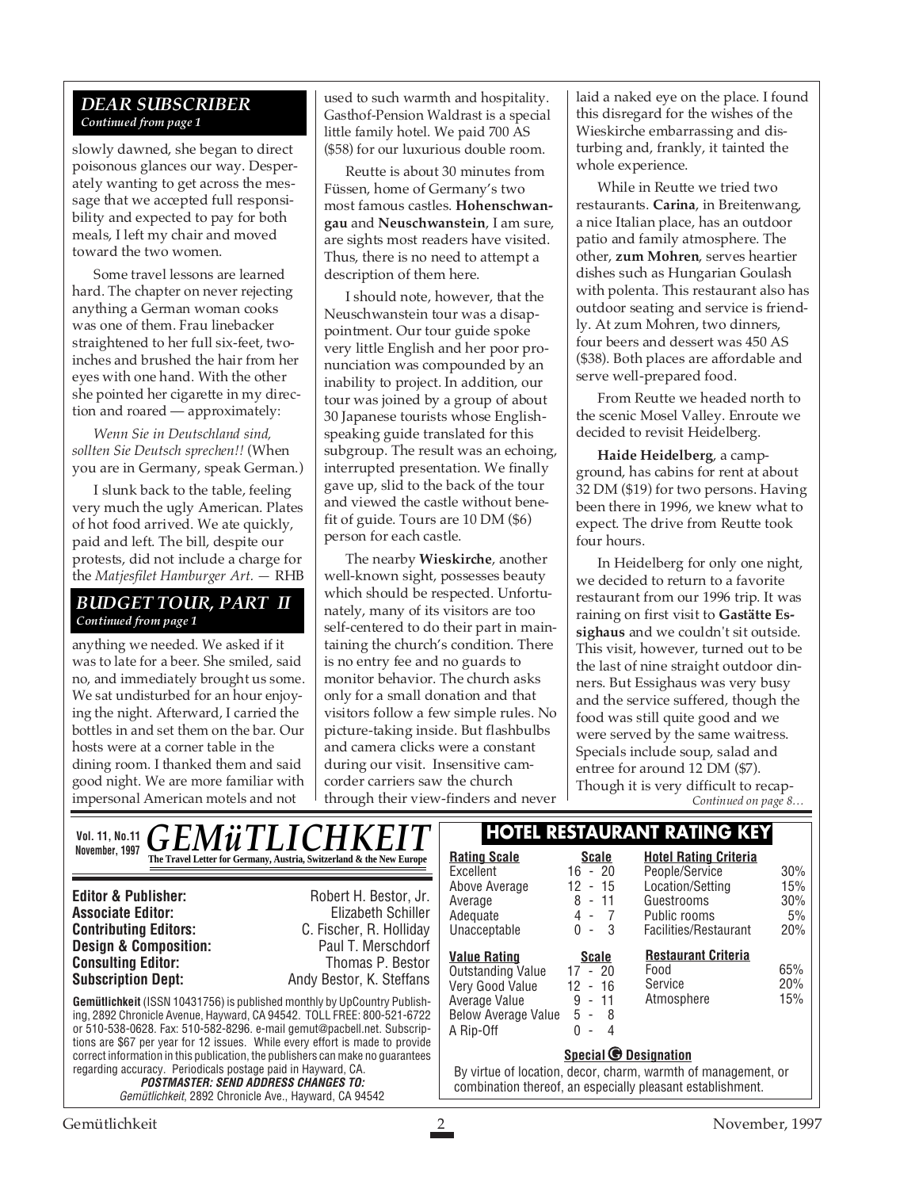## DEAR SUBSCRIBER

*Continued from page 1*

slowly dawned, she began to direct poisonous glances our way. Desperately wanting to get across the message that we accepted full responsibility and expected to pay for both meals, I left my chair and moved toward the two women.

Some travel lessons are learned hard. The chapter on never rejecting anything a German woman cooks was one of them. Frau linebacker straightened to her full six-feet, two-inches and brushed the hair from her eyes with one hand. With the other she pointed her cigarette in my direction and roared — approximately:

*Wenn Sie in Deutschland sind, sollten Sie Deutsch sprechen!!* (When you are in Germany, speak German.)

I slunk back to the table, feeling very much the ugly American. Plates of hot food arrived. We ate quickly, paid and left. The bill, despite our protests, did not include a charge for the *Matjesfilet Hamburger Art.* — RHB

## BUDGET TOUR, PART II

*Continued from page 1*

anything we needed. We asked if it was to late for a beer. She smiled, said no, and immediately brought us some. We sat undisturbed for an hour enjoying the night. Afterward, I carried the bottles in and set them on the bar. Our hosts were at a corner table in the dining room. I thanked them and said good night. We are more familiar with impersonal American motels and not used to such warmth and hospitality. Gasthof-Pension Waldrast is a special little family hotel. We paid 700 AS ($58) for our luxurious double room.

Reutte is about 30 minutes from Füssen, home of Germany's two most famous castles. **Hohenschwangau** and **Neuschwanstein**, I am sure, are sights most readers have visited. Thus, there is no need to attempt a description of them here.

I should note, however, that the Neuschwanstein tour was a disappointment. Our tour guide spoke very little English and her poor pronunciation was compounded by an inability to project. In addition, our tour was joined by a group of about 30 Japanese tourists whose English-speaking guide translated for this subgroup. The result was an echoing, interrupted presentation. We finally gave up, slid to the back of the tour and viewed the castle without benefit of guide. Tours are 10 DM ($6) person for each castle.

The nearby **Wieskirche**, another well-known sight, possesses beauty which should be respected. Unfortunately, many of its visitors are too self-centered to do their part in maintaining the church's condition. There is no entry fee and no guards to monitor behavior. The church asks only for a small donation and that visitors follow a few simple rules. No picture-taking inside. But flashbulbs and camera clicks were a constant during our visit. Insensitive camcorder carriers saw the church through their view-finders and never laid a naked eye on the place. I found this disregard for the wishes of the Wieskirche embarrassing and disturbing and, frankly, it tainted the whole experience.

While in Reutte we tried two restaurants. **Carina**, in Breitenwang, a nice Italian place, has an outdoor patio and family atmosphere. The other, **zum Mohren**, serves heartier dishes such as Hungarian Goulash with polenta. This restaurant also has outdoor seating and service is friendly. At zum Mohren, two dinners, four beers and dessert was 450 AS ($38). Both places are affordable and serve well-prepared food.

From Reutte we headed north to the scenic Mosel Valley. Enroute we decided to revisit Heidelberg.

**Haide Heidelberg**, a campground, has cabins for rent at about 32 DM ($19) for two persons. Having been there in 1996, we knew what to expect. The drive from Reutte took four hours.

In Heidelberg for only one night, we decided to return to a favorite restaurant from our 1996 trip. It was raining on first visit to **Gastätte Essighaus** and we couldn't sit outside. This visit, however, turned out to be the last of nine straight outdoor dinners. But Essighaus was very busy and the service suffered, though the food was still quite good and we were served by the same waitress. Specials include soup, salad and entree for around 12 DM ($7). Though it is very difficult to recap-

*Continued on page 8…*

---

**Vol. 11, No.11 — November, 1997**

# GEMüTLICHKEIT

**The Travel Letter for Germany, Austria, Switzerland & the New Europe**

| | |
|---|---|
| **Editor & Publisher:** | Robert H. Bestor, Jr. |
| **Associate Editor:** | Elizabeth Schiller |
| **Contributing Editors:** | C. Fischer, R. Holliday |
| **Design & Composition:** | Paul T. Merschdorf |
| **Consulting Editor:** | Thomas P. Bestor |
| **Subscription Dept:** | Andy Bestor, K. Steffans |

**Gemütlichkeit** (ISSN 10431756) is published monthly by UpCountry Publishing, 2892 Chronicle Avenue, Hayward, CA 94542. TOLL FREE: 800-521-6722 or 510-538-0628. Fax: 510-582-8296. e-mail gemut@pacbell.net. Subscriptions are $67 per year for 12 issues. While every effort is made to provide correct information in this publication, the publishers can make no guarantees regarding accuracy. Periodicals postage paid in Hayward, CA.

***POSTMASTER: SEND ADDRESS CHANGES TO:***
*Gemütlichkeit*, 2892 Chronicle Ave., Hayward, CA 94542

## HOTEL RESTAURANT RATING KEY

| Rating Scale | Scale |
|---|---|
| Excellent | 16 - 20 |
| Above Average | 12 - 15 |
| Average | 8 - 11 |
| Adequate | 4 - 7 |
| Unacceptable | 0 - 3 |

| Value Rating | Scale |
|---|---|
| Outstanding Value | 17 - 20 |
| Very Good Value | 12 - 16 |
| Average Value | 9 - 11 |
| Below Average Value | 5 - 8 |
| A Rip-Off | 0 - 4 |

| Hotel Rating Criteria | |
|---|---|
| People/Service | 30% |
| Location/Setting | 15% |
| Guestrooms | 30% |
| Public rooms | 5% |
| Facilities/Restaurant | 20% |

| Restaurant Criteria | |
|---|---|
| Food | 65% |
| Service | 20% |
| Atmosphere | 15% |

**Special G Designation**

By virtue of location, decor, charm, warmth of management, or combination thereof, an especially pleasant establishment.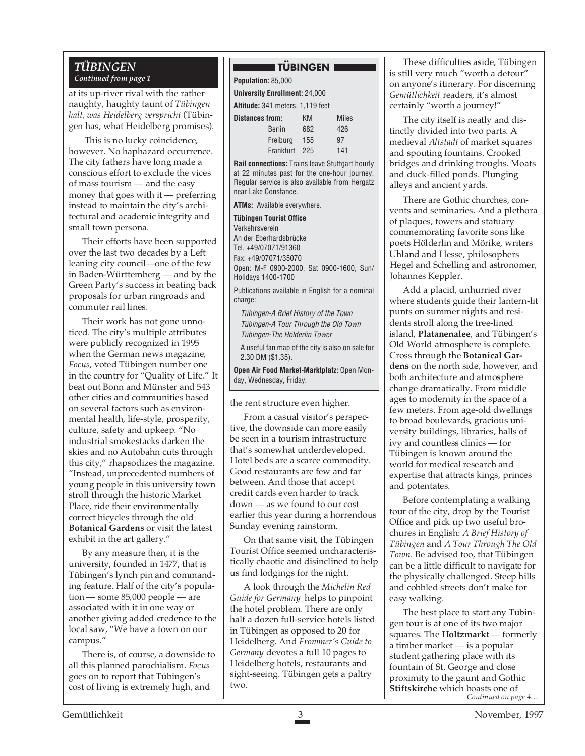## TÜBINGEN

*Continued from page 1*

at its up-river rival with the rather naughty, haughty taunt of *Tübingen halt, was Heidelberg verspricht* (Tübingen has, what Heidelberg promises).

This is no lucky coincidence, however. No haphazard occurrence. The city fathers have long made a conscious effort to exclude the vices of mass tourism — and the easy money that goes with it — preferring instead to maintain the city's architectural and academic integrity and small town persona.

Their efforts have been supported over the last two decades by a Left leaning city council—one of the few in Baden-Württemberg — and by the Green Party's success in beating back proposals for urban ringroads and commuter rail lines.

Their work has not gone unnoticed. The city's multiple attributes were publicly recognized in 1995 when the German news magazine, *Focus*, voted Tübingen number one in the country for "Quality of Life." It beat out Bonn and Münster and 543 other cities and communities based on several factors such as environmental health, life-style, prosperity, culture, safety and upkeep. "No industrial smokestacks darken the skies and no Autobahn cuts through this city," rhapsodizes the magazine. "Instead, unprecedented numbers of young people in this university town stroll through the historic Market Place, ride their environmentally correct bicycles through the old **Botanical Gardens** or visit the latest exhibit in the art gallery."

By any measure then, it is the university, founded in 1477, that is Tübingen's lynch pin and commanding feature. Half of the city's population — some 85,000 people — are associated with it in one way or another giving added credence to the local saw, "We have a town on our campus."

There is, of course, a downside to all this planned parochialism. *Focus* goes on to report that Tübingen's cost of living is extremely high, and the rent structure even higher.

From a casual visitor's perspective, the downside can more easily be seen in a tourism infrastructure that's somewhat underdeveloped. Hotel beds are a scarce commodity. Good restaurants are few and far between. And those that accept credit cards even harder to track down — as we found to our cost earlier this year during a horrendous Sunday evening rainstorm.

On that same visit, the Tübingen Tourist Office seemed uncharacteristically chaotic and disinclined to help us find lodgings for the night.

A look through the *Michelin Red Guide for Germany* helps to pinpoint the hotel problem. There are only half a dozen full-service hotels listed in Tübingen as opposed to 20 for Heidelberg. And *Frommer's Guide to Germany* devotes a full 10 pages to Heidelberg hotels, restaurants and sight-seeing. Tübingen gets a paltry two.

These difficulties aside, Tübingen is still very much "worth a detour" on anyone's itinerary. For discerning *Gemütlichkeit* readers, it's almost certainly "worth a journey!"

The city itself is neatly and distinctly divided into two parts. A medieval *Altstadt* of market squares and spouting fountains. Crooked bridges and drinking troughs. Moats and duck-filled ponds. Plunging alleys and ancient yards.

There are Gothic churches, convents and seminaries. And a plethora of plaques, towers and statuary commemorating favorite sons like poets Hölderlin and Mörike, writers Uhland and Hesse, philosophers Hegel and Schelling and astronomer, Johannes Keppler.

Add a placid, unhurried river where students guide their lantern-lit punts on summer nights and residents stroll along the tree-lined island, **Platanenalee**, and Tübingen's Old World atmosphere is complete. Cross through the **Botanical Gardens** on the north side, however, and both architecture and atmosphere change dramatically. From middle ages to modernity in the space of a few meters. From age-old dwellings to broad boulevards, gracious university buildings, libraries, halls of ivy and countless clinics — for Tübingen is known around the world for medical research and expertise that attracts kings, princes and potentates.

Before contemplating a walking tour of the city, drop by the Tourist Office and pick up two useful brochures in English: *A Brief History of Tübingen* and *A Tour Through The Old Town*. Be advised too, that Tübingen can be a little difficult to navigate for the physically challenged. Steep hills and cobbled streets don't make for easy walking.

The best place to start any Tübingen tour is at one of its two major squares. The **Holtzmarkt** — formerly a timber market — is a popular student gathering place with its fountain of St. George and close proximity to the gaunt and Gothic **Stiftskirche** which boasts one of

*Continued on page 4…*

---

### TÜBINGEN

**Population:** 85,000

**University Enrollment:** 24,000

**Altitude:** 341 meters, 1,119 feet

| Distances from: | KM | Miles |
|---|---|---|
| Berlin | 682 | 426 |
| Freiburg | 155 | 97 |
| Frankfurt | 225 | 141 |

**Rail connections:** Trains leave Stuttgart hourly at 22 minutes past for the one-hour journey. Regular service is also available from Hergatz near Lake Constance.

**ATMs:** Available everywhere.

**Tübingen Tourist Office**
Verkehrsverein
An der Eberhardsbrücke
Tel. +49/07071/91360
Fax: +49/07071/35070
Open: M-F 0900-2000, Sat 0900-1600, Sun/Holidays 1400-1700

Publications available in English for a nominal charge:

*Tübingen-A Brief History of the Town*
*Tübingen-A Tour Through the Old Town*
*Tübingen-The Hölderlin Tower*

A useful fan map of the city is also on sale for 2.30 DM ($1.35).

**Open Air Food Market-Marktplatz:** Open Monday, Wednesday, Friday.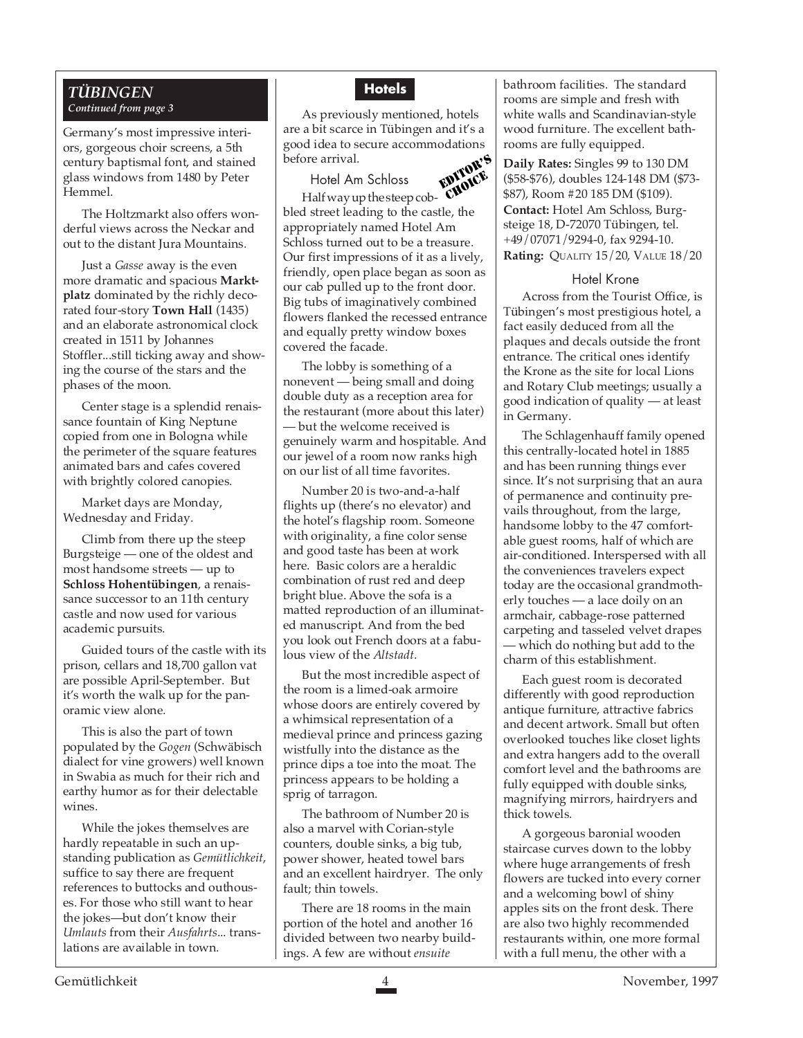## *TÜBINGEN*
*Continued from page 3*

Germany's most impressive interiors, gorgeous choir screens, a 5th century baptismal font, and stained glass windows from 1480 by Peter Hemmel.

The Holtzmarkt also offers wonderful views across the Neckar and out to the distant Jura Mountains.

Just a *Gasse* away is the even more dramatic and spacious **Marktplatz** dominated by the richly decorated four-story **Town Hall** (1435) and an elaborate astronomical clock created in 1511 by Johannes Stoffler...still ticking away and showing the course of the stars and the phases of the moon.

Center stage is a splendid renaissance fountain of King Neptune copied from one in Bologna while the perimeter of the square features animated bars and cafes covered with brightly colored canopies.

Market days are Monday, Wednesday and Friday.

Climb from there up the steep Burgsteige — one of the oldest and most handsome streets — up to **Schloss Hohentübingen**, a renaissance successor to an 11th century castle and now used for various academic pursuits.

Guided tours of the castle with its prison, cellars and 18,700 gallon vat are possible April-September. But it's worth the walk up for the panoramic view alone.

This is also the part of town populated by the *Gogen* (Schwäbisch dialect for vine growers) well known in Swabia as much for their rich and earthy humor as for their delectable wines.

While the jokes themselves are hardly repeatable in such an upstanding publication as *Gemütlichkeit*, suffice to say there are frequent references to buttocks and outhouses. For those who still want to hear the jokes—but don't know their *Umlauts* from their *Ausfahrts*... translations are available in town.

### Hotels

As previously mentioned, hotels are a bit scarce in Tübingen and it's a good idea to secure accommodations before arrival.

#### Hotel Am Schloss

EDITOR'S CHOICE

Half way up the steep cobbled street leading to the castle, the appropriately named Hotel Am Schloss turned out to be a treasure. Our first impressions of it as a lively, friendly, open place began as soon as our cab pulled up to the front door. Big tubs of imaginatively combined flowers flanked the recessed entrance and equally pretty window boxes covered the facade.

The lobby is something of a nonevent — being small and doing double duty as a reception area for the restaurant (more about this later) — but the welcome received is genuinely warm and hospitable. And our jewel of a room now ranks high on our list of all time favorites.

Number 20 is two-and-a-half flights up (there's no elevator) and the hotel's flagship room. Someone with originality, a fine color sense and good taste has been at work here. Basic colors are a heraldic combination of rust red and deep bright blue. Above the sofa is a matted reproduction of an illuminated manuscript. And from the bed you look out French doors at a fabulous view of the *Altstadt*.

But the most incredible aspect of the room is a limed-oak armoire whose doors are entirely covered by a whimsical representation of a medieval prince and princess gazing wistfully into the distance as the prince dips a toe into the moat. The princess appears to be holding a sprig of tarragon.

The bathroom of Number 20 is also a marvel with Corian-style counters, double sinks, a big tub, power shower, heated towel bars and an excellent hairdryer. The only fault; thin towels.

There are 18 rooms in the main portion of the hotel and another 16 divided between two nearby buildings. A few are without *ensuite* bathroom facilities. The standard rooms are simple and fresh with white walls and Scandinavian-style wood furniture. The excellent bathrooms are fully equipped.

**Daily Rates:** Singles 99 to 130 DM ($58-$76), doubles 124-148 DM ($73-$87), Room #20 185 DM ($109).
**Contact:** Hotel Am Schloss, Burgsteige 18, D-72070 Tübingen, tel. +49/07071/9294-0, fax 9294-10.
**Rating:** QUALITY 15/20, VALUE 18/20

#### Hotel Krone

Across from the Tourist Office, is Tübingen's most prestigious hotel, a fact easily deduced from all the plaques and decals outside the front entrance. The critical ones identify the Krone as the site for local Lions and Rotary Club meetings; usually a good indication of quality — at least in Germany.

The Schlagenhauff family opened this centrally-located hotel in 1885 and has been running things ever since. It's not surprising that an aura of permanence and continuity prevails throughout, from the large, handsome lobby to the 47 comfortable guest rooms, half of which are air-conditioned. Interspersed with all the conveniences travelers expect today are the occasional grandmotherly touches — a lace doily on an armchair, cabbage-rose patterned carpeting and tasseled velvet drapes — which do nothing but add to the charm of this establishment.

Each guest room is decorated differently with good reproduction antique furniture, attractive fabrics and decent artwork. Small but often overlooked touches like closet lights and extra hangers add to the overall comfort level and the bathrooms are fully equipped with double sinks, magnifying mirrors, hairdryers and thick towels.

A gorgeous baronial wooden staircase curves down to the lobby where huge arrangements of fresh flowers are tucked into every corner and a welcoming bowl of shiny apples sits on the front desk. There are also two highly recommended restaurants within, one more formal with a full menu, the other with a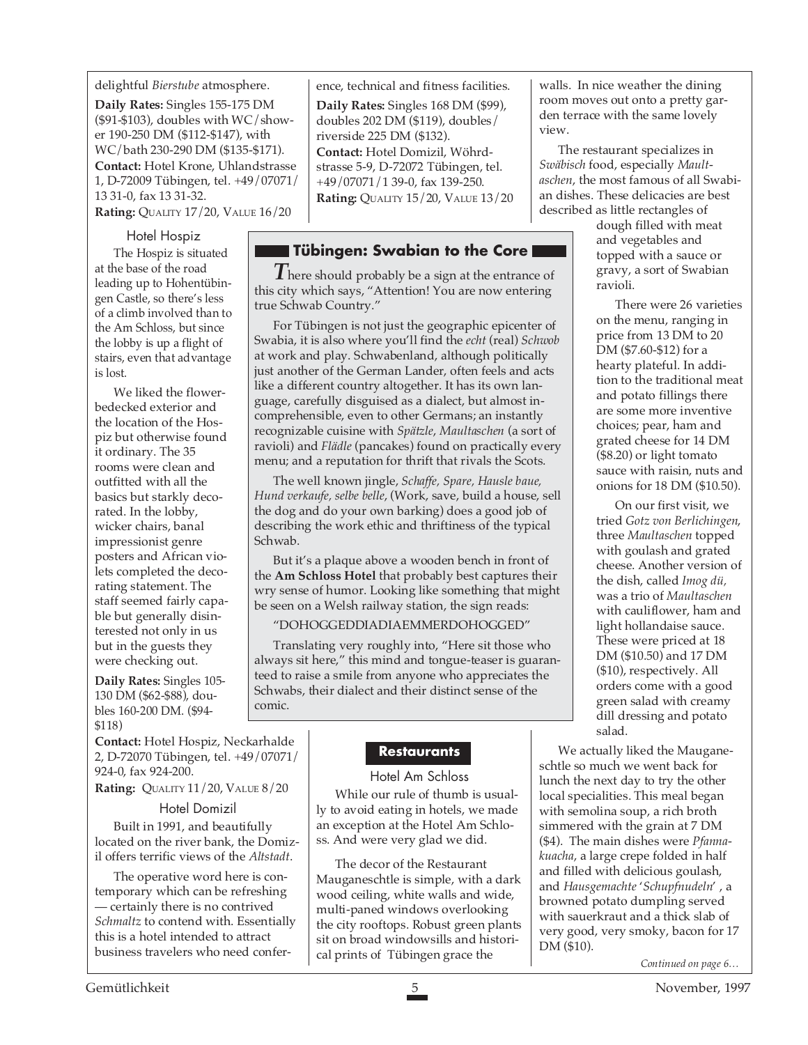delightful *Bierstube* atmosphere.

**Daily Rates:** Singles 155-175 DM ($91-$103), doubles with WC/shower 190-250 DM ($112-$147), with WC/bath 230-290 DM ($135-$171).

**Contact:** Hotel Krone, Uhlandstrasse 1, D-72009 Tübingen, tel. +49/07071/13 31-0, fax 13 31-32.

**Rating:** QUALITY 17/20, VALUE 16/20

### Hotel Hospiz

The Hospiz is situated at the base of the road leading up to Hohentübingen Castle, so there's less of a climb involved than to the Am Schloss, but since the lobby is up a flight of stairs, even that advantage is lost.

We liked the flower-bedecked exterior and the location of the Hospiz but otherwise found it ordinary. The 35 rooms were clean and outfitted with all the basics but starkly decorated. In the lobby, wicker chairs, banal impressionist genre posters and African violets completed the decorating statement. The staff seemed fairly capable but generally disinterested not only in us but in the guests they were checking out.

**Daily Rates:** Singles 105-130 DM ($62-$88), doubles 160-200 DM. ($94-$118)

**Contact:** Hotel Hospiz, Neckarhalde 2, D-72070 Tübingen, tel. +49/07071/924-0, fax 924-200.

**Rating:** QUALITY 11/20, VALUE 8/20

### Hotel Domizil

Built in 1991, and beautifully located on the river bank, the Domizil offers terrific views of the *Altstadt*.

The operative word here is contemporary which can be refreshing — certainly there is no contrived *Schmaltz* to contend with. Essentially this is a hotel intended to attract business travelers who need conference, technical and fitness facilities.

**Daily Rates:** Singles 168 DM ($99), doubles 202 DM ($119), doubles/riverside 225 DM ($132).

**Contact:** Hotel Domizil, Wöhrdstrasse 5-9, D-72072 Tübingen, tel. +49/07071/1 39-0, fax 139-250.

**Rating:** QUALITY 15/20, VALUE 13/20

## Tübingen: Swabian to the Core

There should probably be a sign at the entrance of this city which says, "Attention! You are now entering true Schwab Country."

For Tübingen is not just the geographic epicenter of Swabia, it is also where you'll find the *echt* (real) *Schwob* at work and play. Schwabenland, although politically just another of the German Lander, often feels and acts like a different country altogether. It has its own language, carefully disguised as a dialect, but almost incomprehensible, even to other Germans; an instantly recognizable cuisine with *Spätzle*, *Maultaschen* (a sort of ravioli) and *Flädle* (pancakes) found on practically every menu; and a reputation for thrift that rivals the Scots.

The well known jingle, *Schaffe, Spare, Hausle baue, Hund verkaufe, selbe belle*, (Work, save, build a house, sell the dog and do your own barking) does a good job of describing the work ethic and thriftiness of the typical Schwab.

But it's a plaque above a wooden bench in front of the **Am Schloss Hotel** that probably best captures their wry sense of humor. Looking like something that might be seen on a Welsh railway station, the sign reads:

"DOHOGGEDDIADIAEMMERDOHOGGED"

Translating very roughly into, "Here sit those who always sit here," this mind and tongue-teaser is guaranteed to raise a smile from anyone who appreciates the Schwabs, their dialect and their distinct sense of the comic.

## Restaurants

### Hotel Am Schloss

While our rule of thumb is usually to avoid eating in hotels, we made an exception at the Hotel Am Schloss. And were very glad we did.

The decor of the Restaurant Mauganeschtle is simple, with a dark wood ceiling, white walls and wide, multi-paned windows overlooking the city rooftops. Robust green plants sit on broad windowsills and historical prints of Tübingen grace the walls. In nice weather the dining room moves out onto a pretty garden terrace with the same lovely view.

The restaurant specializes in *Swäbisch* food, especially *Maultaschen*, the most famous of all Swabian dishes. These delicacies are best described as little rectangles of dough filled with meat and vegetables and topped with a sauce or gravy, a sort of Swabian ravioli.

There were 26 varieties on the menu, ranging in price from 13 DM to 20 DM ($7.60-$12) for a hearty plateful. In addition to the traditional meat and potato fillings there are some more inventive choices; pear, ham and grated cheese for 14 DM ($8.20) or light tomato sauce with raisin, nuts and onions for 18 DM ($10.50).

On our first visit, we tried *Gotz von Berlichingen*, three *Maultaschen* topped with goulash and grated cheese. Another version of the dish, called *Imog dü*, was a trio of *Maultaschen* with cauliflower, ham and light hollandaise sauce. These were priced at 18 DM ($10.50) and 17 DM ($10), respectively. All orders come with a good green salad with creamy dill dressing and potato salad.

We actually liked the Mauganeschtle so much we went back for lunch the next day to try the other local specialities. This meal began with semolina soup, a rich broth simmered with the grain at 7 DM ($4). The main dishes were *Pfannakuacha*, a large crepe folded in half and filled with delicious goulash, and *Hausgemachte* '*Schupfnudeln*', a browned potato dumpling served with sauerkraut and a thick slab of very good, very smoky, bacon for 17 DM ($10).

*Continued on page 6…*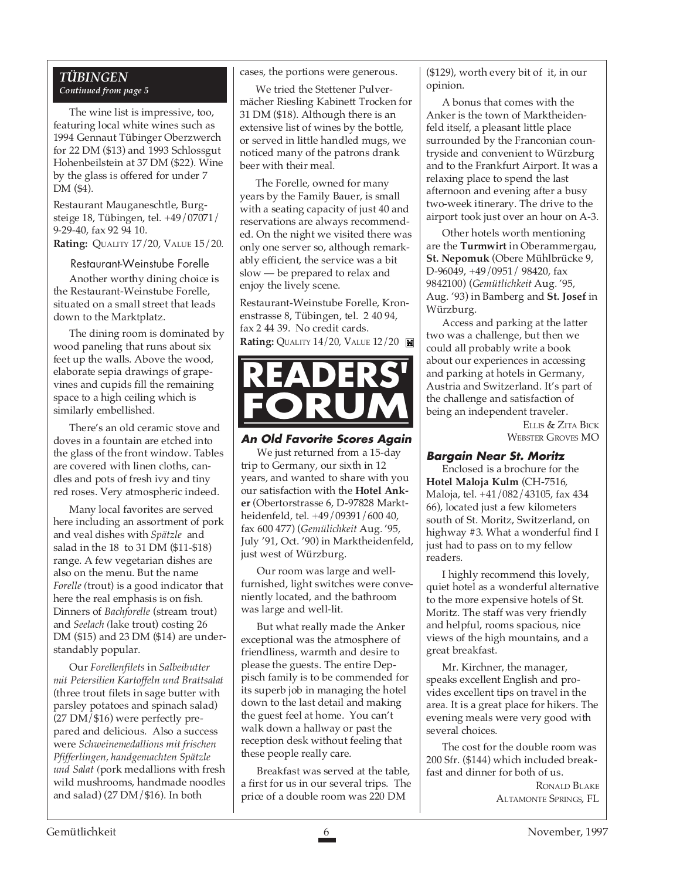## TÜBINGEN

*Continued from page 5*

The wine list is impressive, too, featuring local white wines such as 1994 Gennaut Tübinger Oberzwerch for 22 DM ($13) and 1993 Schlossgut Hohenbeilstein at 37 DM ($22). Wine by the glass is offered for under 7 DM ($4).

Restaurant Mauganeschtle, Burgsteige 18, Tübingen, tel. +49/07071/ 9-29-40, fax 92 94 10.
**Rating:** QUALITY 17/20, VALUE 15/20.

### Restaurant-Weinstube Forelle

Another worthy dining choice is the Restaurant-Weinstube Forelle, situated on a small street that leads down to the Marktplatz.

The dining room is dominated by wood paneling that runs about six feet up the walls. Above the wood, elaborate sepia drawings of grapevines and cupids fill the remaining space to a high ceiling which is similarly embellished.

There's an old ceramic stove and doves in a fountain are etched into the glass of the front window. Tables are covered with linen cloths, candles and pots of fresh ivy and tiny red roses. Very atmospheric indeed.

Many local favorites are served here including an assortment of pork and veal dishes with *Spätzle* and salad in the 18 to 31 DM ($11-$18) range. A few vegetarian dishes are also on the menu. But the name *Forelle (*trout) is a good indicator that here the real emphasis is on fish. Dinners of *Bachforelle* (stream trout) and *Seelach (*lake trout) costing 26 DM ($15) and 23 DM ($14) are understandably popular.

Our *Forellenfilets* in *Salbeibutter mit Petersilien Kartoffeln und Brattsalat* (three trout filets in sage butter with parsley potatoes and spinach salad) (27 DM/$16) were perfectly prepared and delicious. Also a success were *Schweinemedallions mit frischen Pfifferlingen, handgemachten Spätzle und Salat (*pork medallions with fresh wild mushrooms, handmade noodles and salad) (27 DM/$16). In both cases, the portions were generous.

We tried the Stettener Pulvermächer Riesling Kabinett Trocken for 31 DM ($18). Although there is an extensive list of wines by the bottle, or served in little handled mugs, we noticed many of the patrons drank beer with their meal.

The Forelle, owned for many years by the Family Bauer, is small with a seating capacity of just 40 and reservations are always recommended. On the night we visited there was only one server so, although remarkably efficient, the service was a bit slow — be prepared to relax and enjoy the lively scene.

Restaurant-Weinstube Forelle, Kronenstrasse 8, Tübingen, tel. 2 40 94, fax 2 44 39. No credit cards.
**Rating:** QUALITY 14/20, VALUE 12/20

# READERS' FORUM

### An Old Favorite Scores Again

We just returned from a 15-day trip to Germany, our sixth in 12 years, and wanted to share with you our satisfaction with the **Hotel Anker** (Obertorstrasse 6, D-97828 Marktheidenfeld, tel. +49/09391/600 40, fax 600 477) (*Gemütlichkeit* Aug. '95, July '91, Oct. '90) in Marktheidenfeld, just west of Würzburg.

Our room was large and well-furnished, light switches were conveniently located, and the bathroom was large and well-lit.

But what really made the Anker exceptional was the atmosphere of friendliness, warmth and desire to please the guests. The entire Deppisch family is to be commended for its superb job in managing the hotel down to the last detail and making the guest feel at home. You can't walk down a hallway or past the reception desk without feeling that these people really care.

Breakfast was served at the table, a first for us in our several trips. The price of a double room was 220 DM ($129), worth every bit of it, in our opinion.

A bonus that comes with the Anker is the town of Marktheidenfeld itself, a pleasant little place surrounded by the Franconian countryside and convenient to Würzburg and to the Frankfurt Airport. It was a relaxing place to spend the last afternoon and evening after a busy two-week itinerary. The drive to the airport took just over an hour on A-3.

Other hotels worth mentioning are the **Turmwirt** in Oberammergau, **St. Nepomuk** (Obere Mühlbrücke 9, D-96049, +49/0951/ 98420, fax 9842100) (*Gemütlichkeit* Aug. '95, Aug. '93) in Bamberg and **St. Josef** in Würzburg.

Access and parking at the latter two was a challenge, but then we could all probably write a book about our experiences in accessing and parking at hotels in Germany, Austria and Switzerland. It's part of the challenge and satisfaction of being an independent traveler.

ELLIS & ZITA BICK
WEBSTER GROVES MO

### Bargain Near St. Moritz

Enclosed is a brochure for the **Hotel Maloja Kulm** (CH-7516, Maloja, tel. +41/082/43105, fax 434 66), located just a few kilometers south of St. Moritz, Switzerland, on highway #3. What a wonderful find I just had to pass on to my fellow readers.

I highly recommend this lovely, quiet hotel as a wonderful alternative to the more expensive hotels of St. Moritz. The staff was very friendly and helpful, rooms spacious, nice views of the high mountains, and a great breakfast.

Mr. Kirchner, the manager, speaks excellent English and provides excellent tips on travel in the area. It is a great place for hikers. The evening meals were very good with several choices.

The cost for the double room was 200 Sfr. ($144) which included breakfast and dinner for both of us.

RONALD BLAKE
ALTAMONTE SPRINGS, FL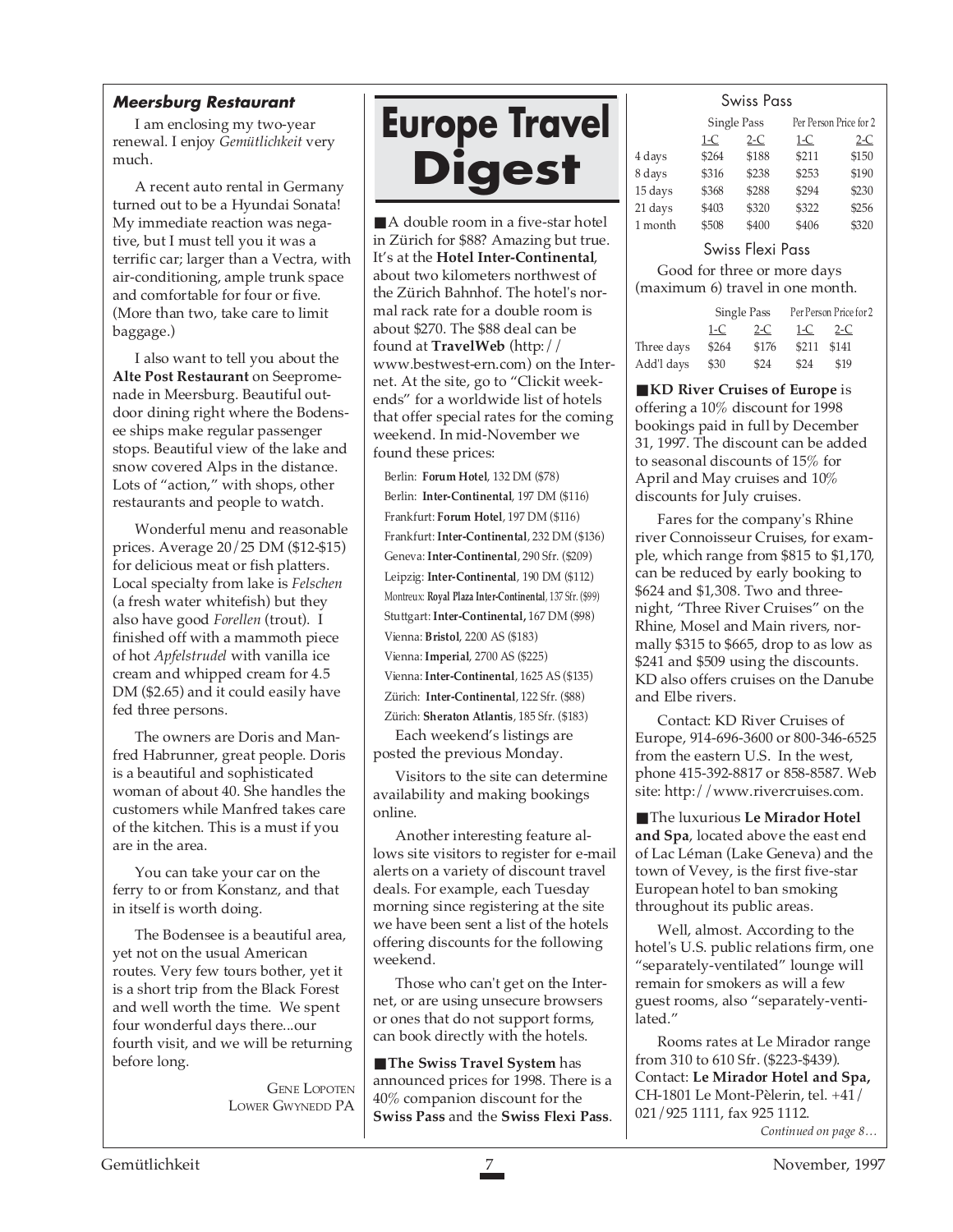### Meersburg Restaurant

I am enclosing my two-year renewal. I enjoy *Gemütlichkeit* very much.

A recent auto rental in Germany turned out to be a Hyundai Sonata! My immediate reaction was negative, but I must tell you it was a terrific car; larger than a Vectra, with air-conditioning, ample trunk space and comfortable for four or five. (More than two, take care to limit baggage.)

I also want to tell you about the **Alte Post Restaurant** on Seepromenade in Meersburg. Beautiful outdoor dining right where the Bodensee ships make regular passenger stops. Beautiful view of the lake and snow covered Alps in the distance. Lots of "action," with shops, other restaurants and people to watch.

Wonderful menu and reasonable prices. Average 20/25 DM ($12-$15) for delicious meat or fish platters. Local specialty from lake is *Felschen* (a fresh water whitefish) but they also have good *Forellen* (trout). I finished off with a mammoth piece of hot *Apfelstrudel* with vanilla ice cream and whipped cream for 4.5 DM ($2.65) and it could easily have fed three persons.

The owners are Doris and Manfred Habrunner, great people. Doris is a beautiful and sophisticated woman of about 40. She handles the customers while Manfred takes care of the kitchen. This is a must if you are in the area.

You can take your car on the ferry to or from Konstanz, and that in itself is worth doing.

The Bodensee is a beautiful area, yet not on the usual American routes. Very few tours bother, yet it is a short trip from the Black Forest and well worth the time. We spent four wonderful days there...our fourth visit, and we will be returning before long.

GENE LOPOTEN
LOWER GWYNEDD PA

# Europe Travel Digest

■ A double room in a five-star hotel in Zürich for $88? Amazing but true. It's at the **Hotel Inter-Continental**, about two kilometers northwest of the Zürich Bahnhof. The hotel's normal rack rate for a double room is about $270. The $88 deal can be found at **TravelWeb** (http://www.bestwest-ern.com) on the Internet. At the site, go to "Clickit weekends" for a worldwide list of hotels that offer special rates for the coming weekend. In mid-November we found these prices:

Berlin: **Forum Hotel**, 132 DM ($78)
Berlin: **Inter-Continental**, 197 DM ($116)
Frankfurt: **Forum Hotel**, 197 DM ($116)
Frankfurt: **Inter-Continental**, 232 DM ($136)
Geneva: **Inter-Continental**, 290 Sfr. ($209)
Leipzig: **Inter-Continental**, 190 DM ($112)
Montreux: **Royal Plaza Inter-Continental**, 137 Sfr. ($99)
Stuttgart: **Inter-Continental,** 167 DM ($98)
Vienna: **Bristol**, 2200 AS ($183)
Vienna: **Imperial**, 2700 AS ($225)
Vienna: **Inter-Continental**, 1625 AS ($135)
Zürich: **Inter-Continental**, 122 Sfr. ($88)
Zürich: **Sheraton Atlantis**, 185 Sfr. ($183)

Each weekend's listings are posted the previous Monday.

Visitors to the site can determine availability and making bookings online.

Another interesting feature allows site visitors to register for e-mail alerts on a variety of discount travel deals. For example, each Tuesday morning since registering at the site we have been sent a list of the hotels offering discounts for the following weekend.

Those who can't get on the Internet, or are using unsecure browsers or ones that do not support forms, can book directly with the hotels.

■ **The Swiss Travel System** has announced prices for 1998. There is a 40% companion discount for the **Swiss Pass** and the **Swiss Flexi Pass**.

**Swiss Pass**

| | Single Pass | | Per Person Price for 2 | |
|---|---|---|---|---|
| | 1-C | 2-C | 1-C | 2-C |
| 4 days | $264 | $188 | $211 | $150 |
| 8 days | $316 | $238 | $253 | $190 |
| 15 days | $368 | $288 | $294 | $230 |
| 21 days | $403 | $320 | $322 | $256 |
| 1 month | $508 | $400 | $406 | $320 |

**Swiss Flexi Pass**

Good for three or more days (maximum 6) travel in one month.

| | Single Pass | | Per Person Price for 2 | |
|---|---|---|---|---|
| | 1-C | 2-C | 1-C | 2-C |
| Three days | $264 | $176 | $211 | $141 |
| Add'l days | $30 | $24 | $24 | $19 |

■ **KD River Cruises of Europe** is offering a 10% discount for 1998 bookings paid in full by December 31, 1997. The discount can be added to seasonal discounts of 15% for April and May cruises and 10% discounts for July cruises.

Fares for the company's Rhine river Connoisseur Cruises, for example, which range from $815 to $1,170, can be reduced by early booking to $624 and $1,308. Two and three-night, "Three River Cruises" on the Rhine, Mosel and Main rivers, normally $315 to $665, drop to as low as $241 and $509 using the discounts. KD also offers cruises on the Danube and Elbe rivers.

Contact: KD River Cruises of Europe, 914-696-3600 or 800-346-6525 from the eastern U.S. In the west, phone 415-392-8817 or 858-8587. Web site: http://www.rivercruises.com.

■ The luxurious **Le Mirador Hotel and Spa**, located above the east end of Lac Léman (Lake Geneva) and the town of Vevey, is the first five-star European hotel to ban smoking throughout its public areas.

Well, almost. According to the hotel's U.S. public relations firm, one "separately-ventilated" lounge will remain for smokers as will a few guest rooms, also "separately-ventilated."

Rooms rates at Le Mirador range from 310 to 610 Sfr. ($223-$439). Contact: **Le Mirador Hotel and Spa,** CH-1801 Le Mont-Pèlerin, tel. +41/021/925 1111, fax 925 1112.

*Continued on page 8…*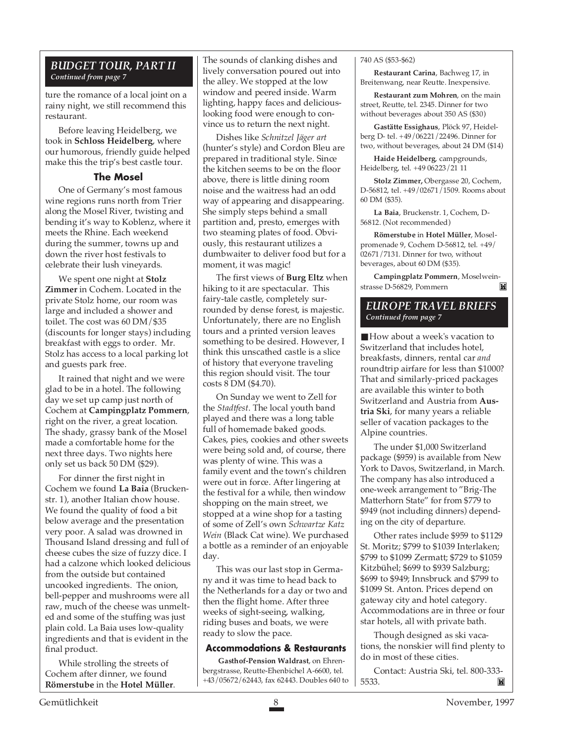## *BUDGET TOUR, PART II*

*Continued from page 7*

ture the romance of a local joint on a rainy night, we still recommend this restaurant.

Before leaving Heidelberg, we took in **Schloss Heidelberg**, where our humorous, friendly guide helped make this the trip's best castle tour.

### The Mosel

One of Germany's most famous wine regions runs north from Trier along the Mosel River, twisting and bending it's way to Koblenz, where it meets the Rhine. Each weekend during the summer, towns up and down the river host festivals to celebrate their lush vineyards.

We spent one night at **Stolz Zimmer** in Cochem. Located in the private Stolz home, our room was large and included a shower and toilet. The cost was 60 DM/$35 (discounts for longer stays) including breakfast with eggs to order. Mr. Stolz has access to a local parking lot and guests park free.

It rained that night and we were glad to be in a hotel. The following day we set up camp just north of Cochem at **Campingplatz Pommern**, right on the river, a great location. The shady, grassy bank of the Mosel made a comfortable home for the next three days. Two nights here only set us back 50 DM ($29).

For dinner the first night in Cochem we found **La Baia** (Bruckenstr. 1), another Italian chow house. We found the quality of food a bit below average and the presentation very poor. A salad was drowned in Thousand Island dressing and full of cheese cubes the size of fuzzy dice. I had a calzone which looked delicious from the outside but contained uncooked ingredients. The onion, bell-pepper and mushrooms were all raw, much of the cheese was unmelted and some of the stuffing was just plain cold. La Baia uses low-quality ingredients and that is evident in the final product.

While strolling the streets of Cochem after dinner, we found **Römerstube** in the **Hotel Müller**. The sounds of clanking dishes and lively conversation poured out into the alley. We stopped at the low window and peered inside. Warm lighting, happy faces and delicious-looking food were enough to convince us to return the next night.

Dishes like *Schnitzel Jäger art* (hunter's style) and Cordon Bleu are prepared in traditional style. Since the kitchen seems to be on the floor above, there is little dining room noise and the waitress had an odd way of appearing and disappearing. She simply steps behind a small partition and, presto, emerges with two steaming plates of food. Obviously, this restaurant utilizes a dumbwaiter to deliver food but for a moment, it was magic!

The first views of **Burg Eltz** when hiking to it are spectacular. This fairy-tale castle, completely surrounded by dense forest, is majestic. Unfortunately, there are no English tours and a printed version leaves something to be desired. However, I think this unscathed castle is a slice of history that everyone traveling this region should visit. The tour costs 8 DM ($4.70).

On Sunday we went to Zell for the *Stadtfest*. The local youth band played and there was a long table full of homemade baked goods. Cakes, pies, cookies and other sweets were being sold and, of course, there was plenty of wine. This was a family event and the town's children were out in force. After lingering at the festival for a while, then window shopping on the main street, we stopped at a wine shop for a tasting of some of Zell's own *Schwartze Katz Wein* (Black Cat wine). We purchased a bottle as a reminder of an enjoyable day.

This was our last stop in Germany and it was time to head back to the Netherlands for a day or two and then the flight home. After three weeks of sight-seeing, walking, riding buses and boats, we were ready to slow the pace.

### Accommodations & Restaurants

**Gasthof-Pension Waldrast**, on Ehrenbergstrasse, Reutte-Ehenbichel A-6600, tel. +43/05672/62443, fax 62443. Doubles 640 to 740 AS ($53-$62)

**Restaurant Carina**, Bachweg 17, in Breitenwang, near Reutte. Inexpensive.

**Restaurant zum Mohren**, on the main street, Reutte, tel. 2345. Dinner for two without beverages about 350 AS ($30)

**Gastätte Essighaus**, Plöck 97, Heidelberg D- tel. +49/06221/22496. Dinner for two, without beverages, about 24 DM ($14)

**Haide Heidelberg**, campgrounds, Heidelberg, tel. +49 06223/21 11

**Stolz Zimmer,** Obergasse 20, Cochem, D-56812, tel. +49/02671/1509. Rooms about 60 DM ($35).

**La Baia**, Bruckenstr. 1, Cochem, D-56812. (Not recommended)

**Römerstube** in **Hotel Müller**, Moselpromenade 9, Cochem D-56812, tel. +49/02671/7131. Dinner for two, without beverages, about 60 DM ($35).

**Campingplatz Pommern**, Moselweinstrasse D-56829, Pommern

## *EUROPE TRAVEL BRIEFS*

*Continued from page 7*

■ How about a week's vacation to Switzerland that includes hotel, breakfasts, dinners, rental car *and* roundtrip airfare for less than $1000? That and similarly-priced packages are available this winter to both Switzerland and Austria from **Austria Ski**, for many years a reliable seller of vacation packages to the Alpine countries.

The under $1,000 Switzerland package ($959) is available from New York to Davos, Switzerland, in March. The company has also introduced a one-week arrangement to "Brig-The Matterhorn State" for from $779 to $949 (not including dinners) depending on the city of departure.

Other rates include $959 to $1129 St. Moritz; $799 to $1039 Interlaken; $799 to $1099 Zermatt; $729 to $1059 Kitzbühel; $699 to $939 Salzburg; $699 to $949; Innsbruck and $799 to $1099 St. Anton. Prices depend on gateway city and hotel category. Accommodations are in three or four star hotels, all with private bath.

Though designed as ski vacations, the nonskier will find plenty to do in most of these cities.

Contact: Austria Ski, tel. 800-333-5533.